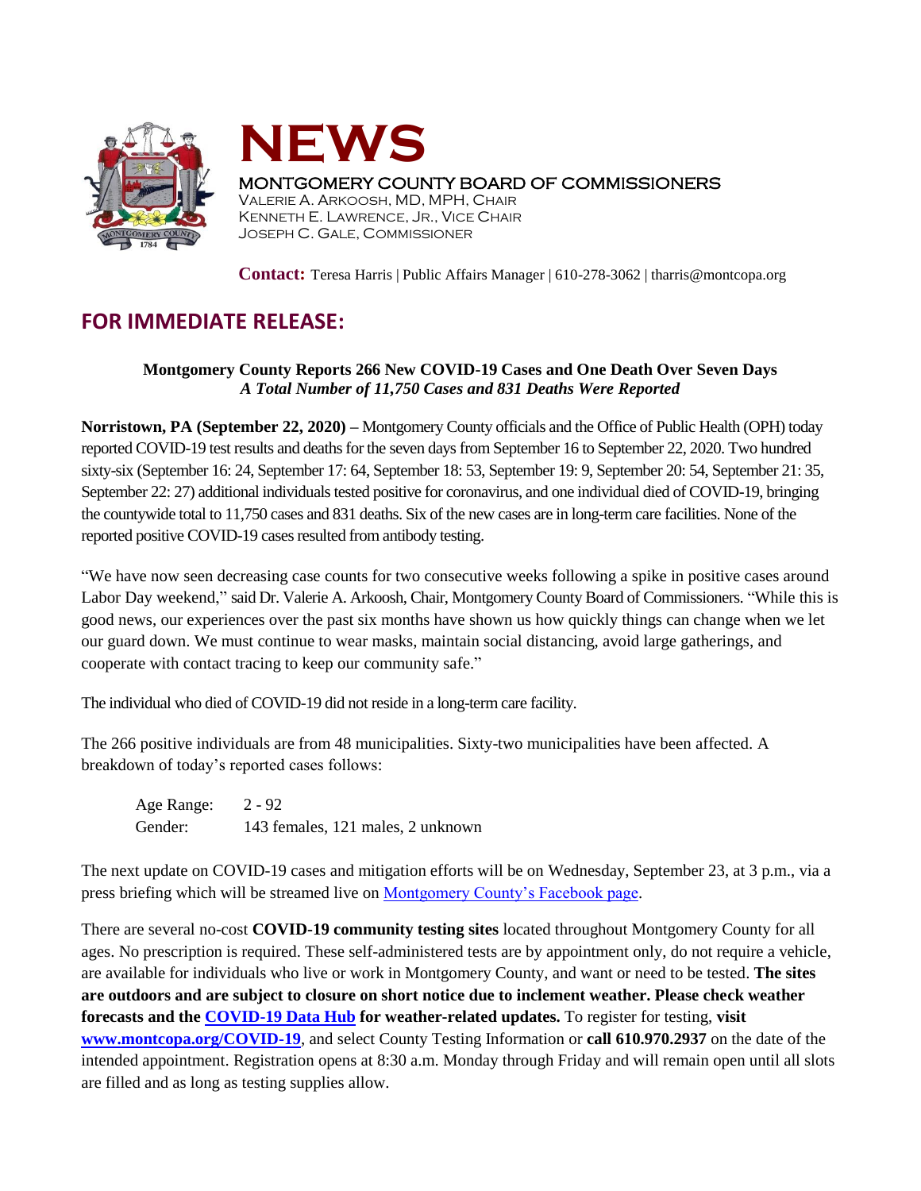# NEWS

MONTGOMERY COUNTY BOARD OF COMMISSIONERS
VALERIE A. ARKOOSH, MD, MPH, CHAIR
KENNETH E. LAWRENCE, JR., VICE CHAIR
JOSEPH C. GALE, COMMISSIONER

**Contact:** Teresa Harris | Public Affairs Manager | 610-278-3062 | tharris@montcopa.org

## FOR IMMEDIATE RELEASE:

**Montgomery County Reports 266 New COVID-19 Cases and One Death Over Seven Days**
***A Total Number of 11,750 Cases and 831 Deaths Were Reported***

**Norristown, PA (September 22, 2020) –** Montgomery County officials and the Office of Public Health (OPH) today reported COVID-19 test results and deaths for the seven days from September 16 to September 22, 2020. Two hundred sixty-six (September 16: 24, September 17: 64, September 18: 53, September 19: 9, September 20: 54, September 21: 35, September 22: 27) additional individuals tested positive for coronavirus, and one individual died of COVID-19, bringing the countywide total to 11,750 cases and 831 deaths. Six of the new cases are in long-term care facilities. None of the reported positive COVID-19 cases resulted from antibody testing.

"We have now seen decreasing case counts for two consecutive weeks following a spike in positive cases around Labor Day weekend," said Dr. Valerie A. Arkoosh, Chair, Montgomery County Board of Commissioners. "While this is good news, our experiences over the past six months have shown us how quickly things can change when we let our guard down. We must continue to wear masks, maintain social distancing, avoid large gatherings, and cooperate with contact tracing to keep our community safe."

The individual who died of COVID-19 did not reside in a long-term care facility.

The 266 positive individuals are from 48 municipalities. Sixty-two municipalities have been affected. A breakdown of today's reported cases follows:

Age Range: 2 - 92
Gender: 143 females, 121 males, 2 unknown

The next update on COVID-19 cases and mitigation efforts will be on Wednesday, September 23, at 3 p.m., via a press briefing which will be streamed live on [Montgomery County's Facebook page](Montgomery County's Facebook page).

There are several no-cost **COVID-19 community testing sites** located throughout Montgomery County for all ages. No prescription is required. These self-administered tests are by appointment only, do not require a vehicle, are available for individuals who live or work in Montgomery County, and want or need to be tested. **The sites are outdoors and are subject to closure on short notice due to inclement weather. Please check weather forecasts and the [COVID-19 Data Hub](COVID-19 Data Hub) for weather-related updates.** To register for testing, **visit [www.montcopa.org/COVID-19](www.montcopa.org/COVID-19)**, and select County Testing Information or **call 610.970.2937** on the date of the intended appointment. Registration opens at 8:30 a.m. Monday through Friday and will remain open until all slots are filled and as long as testing supplies allow.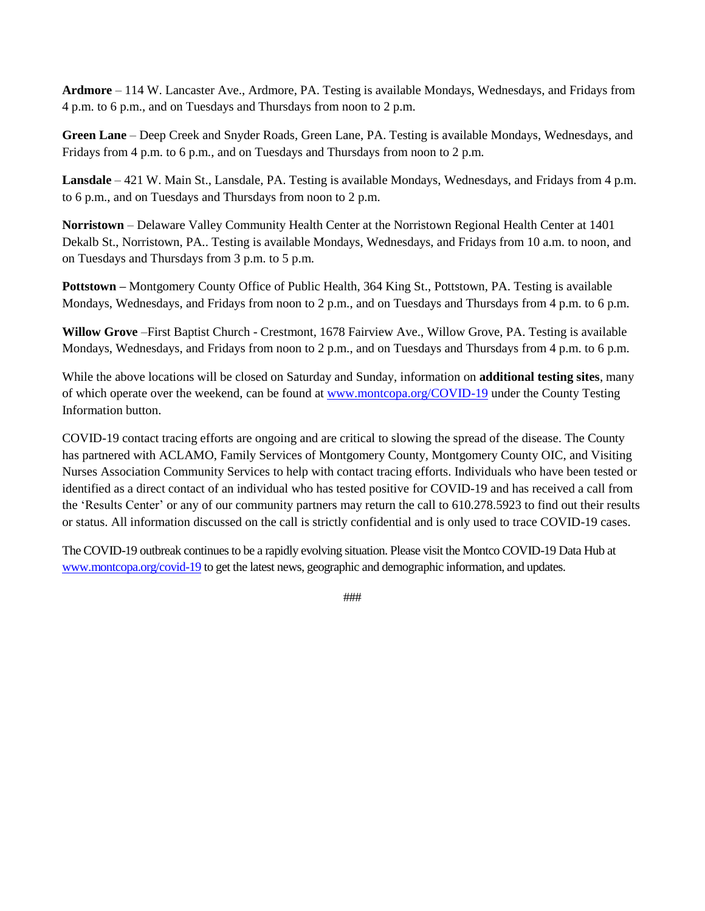**Ardmore** – 114 W. Lancaster Ave., Ardmore, PA. Testing is available Mondays, Wednesdays, and Fridays from 4 p.m. to 6 p.m., and on Tuesdays and Thursdays from noon to 2 p.m.

**Green Lane** – Deep Creek and Snyder Roads, Green Lane, PA. Testing is available Mondays, Wednesdays, and Fridays from 4 p.m. to 6 p.m., and on Tuesdays and Thursdays from noon to 2 p.m.

**Lansdale** – 421 W. Main St., Lansdale, PA. Testing is available Mondays, Wednesdays, and Fridays from 4 p.m. to 6 p.m., and on Tuesdays and Thursdays from noon to 2 p.m.

**Norristown** – Delaware Valley Community Health Center at the Norristown Regional Health Center at 1401 Dekalb St., Norristown, PA.. Testing is available Mondays, Wednesdays, and Fridays from 10 a.m. to noon, and on Tuesdays and Thursdays from 3 p.m. to 5 p.m.

**Pottstown –** Montgomery County Office of Public Health, 364 King St., Pottstown, PA. Testing is available Mondays, Wednesdays, and Fridays from noon to 2 p.m., and on Tuesdays and Thursdays from 4 p.m. to 6 p.m.

**Willow Grove** –First Baptist Church - Crestmont, 1678 Fairview Ave., Willow Grove, PA. Testing is available Mondays, Wednesdays, and Fridays from noon to 2 p.m., and on Tuesdays and Thursdays from 4 p.m. to 6 p.m.

While the above locations will be closed on Saturday and Sunday, information on **additional testing sites**, many of which operate over the weekend, can be found at [www.montcopa.org/COVID-19](www.montcopa.org/COVID-19) under the County Testing Information button.

COVID-19 contact tracing efforts are ongoing and are critical to slowing the spread of the disease. The County has partnered with ACLAMO, Family Services of Montgomery County, Montgomery County OIC, and Visiting Nurses Association Community Services to help with contact tracing efforts. Individuals who have been tested or identified as a direct contact of an individual who has tested positive for COVID-19 and has received a call from the 'Results Center' or any of our community partners may return the call to 610.278.5923 to find out their results or status. All information discussed on the call is strictly confidential and is only used to trace COVID-19 cases.

The COVID-19 outbreak continues to be a rapidly evolving situation. Please visit the Montco COVID-19 Data Hub at [www.montcopa.org/covid-19](www.montcopa.org/covid-19) to get the latest news, geographic and demographic information, and updates.

###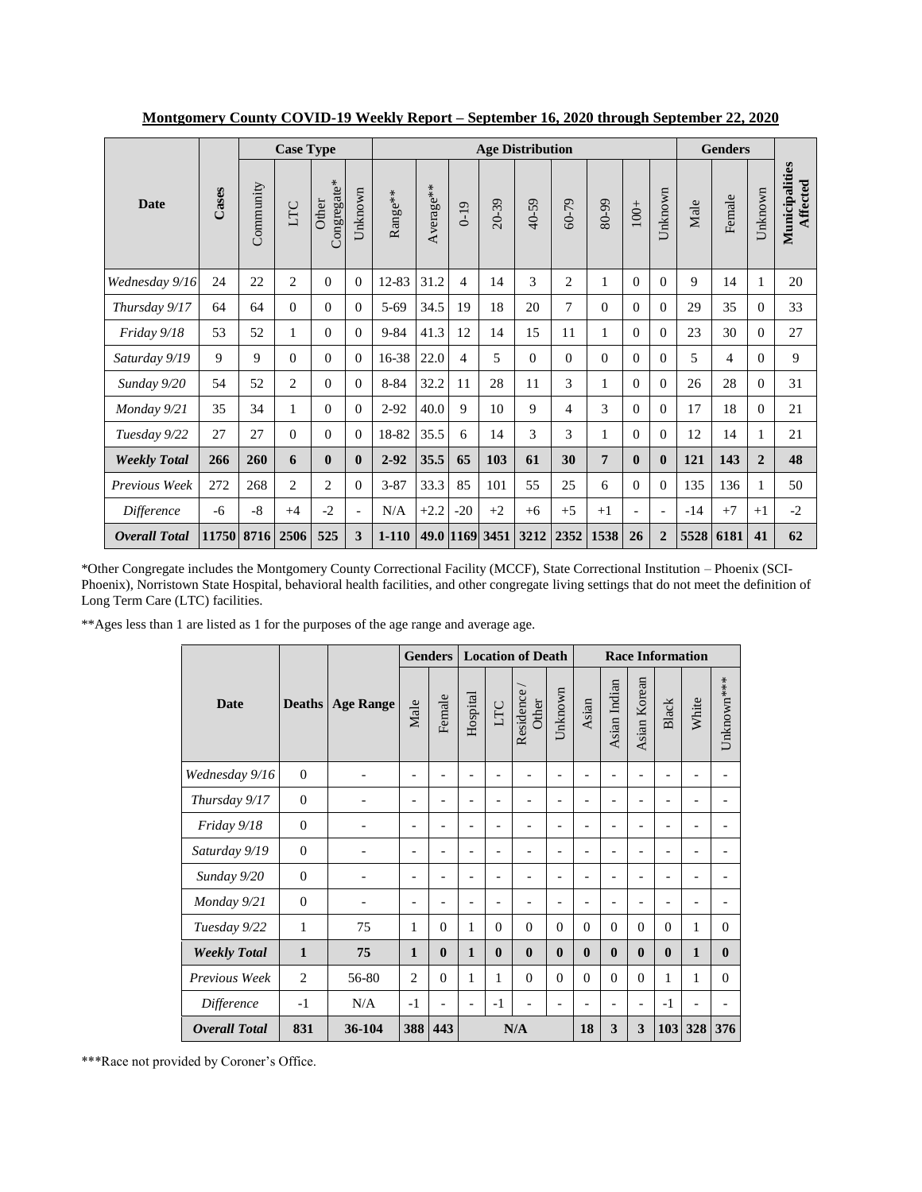**Montgomery County COVID-19 Weekly Report – September 16, 2020 through September 22, 2020**

| Date | Cases | Case Type | | | | Age Distribution | | | | | | | | | Genders | | | Municipalities Affected |
|---|---|---|---|---|---|---|---|---|---|---|---|---|---|---|---|---|---|---|
| | | Community | LTC | Other Congregate* | Unknown | Range** | Average** | 0-19 | 20-39 | 40-59 | 60-79 | 80-99 | 100+ | Unknown | Male | Female | Unknown | |
| *Wednesday 9/16* | 24 | 22 | 2 | 0 | 0 | 12-83 | 31.2 | 4 | 14 | 3 | 2 | 1 | 0 | 0 | 9 | 14 | 1 | 20 |
| *Thursday 9/17* | 64 | 64 | 0 | 0 | 0 | 5-69 | 34.5 | 19 | 18 | 20 | 7 | 0 | 0 | 0 | 29 | 35 | 0 | 33 |
| *Friday 9/18* | 53 | 52 | 1 | 0 | 0 | 9-84 | 41.3 | 12 | 14 | 15 | 11 | 1 | 0 | 0 | 23 | 30 | 0 | 27 |
| *Saturday 9/19* | 9 | 9 | 0 | 0 | 0 | 16-38 | 22.0 | 4 | 5 | 0 | 0 | 0 | 0 | 0 | 5 | 4 | 0 | 9 |
| *Sunday 9/20* | 54 | 52 | 2 | 0 | 0 | 8-84 | 32.2 | 11 | 28 | 11 | 3 | 1 | 0 | 0 | 26 | 28 | 0 | 31 |
| *Monday 9/21* | 35 | 34 | 1 | 0 | 0 | 2-92 | 40.0 | 9 | 10 | 9 | 4 | 3 | 0 | 0 | 17 | 18 | 0 | 21 |
| *Tuesday 9/22* | 27 | 27 | 0 | 0 | 0 | 18-82 | 35.5 | 6 | 14 | 3 | 3 | 1 | 0 | 0 | 12 | 14 | 1 | 21 |
| ***Weekly Total*** | **266** | **260** | **6** | **0** | **0** | **2-92** | **35.5** | **65** | **103** | **61** | **30** | **7** | **0** | **0** | **121** | **143** | **2** | **48** |
| *Previous Week* | 272 | 268 | 2 | 2 | 0 | 3-87 | 33.3 | 85 | 101 | 55 | 25 | 6 | 0 | 0 | 135 | 136 | 1 | 50 |
| *Difference* | -6 | -8 | +4 | -2 | - | N/A | +2.2 | -20 | +2 | +6 | +5 | +1 | - | - | -14 | +7 | +1 | -2 |
| ***Overall Total*** | **11750** | **8716** | **2506** | **525** | **3** | **1-110** | **49.0** | **1169** | **3451** | **3212** | **2352** | **1538** | **26** | **2** | **5528** | **6181** | **41** | **62** |

*Other Congregate includes the Montgomery County Correctional Facility (MCCF), State Correctional Institution – Phoenix (SCI-Phoenix), Norristown State Hospital, behavioral health facilities, and other congregate living settings that do not meet the definition of Long Term Care (LTC) facilities.

**Ages less than 1 are listed as 1 for the purposes of the age range and average age.

| Date | Deaths | Age Range | Genders | | Location of Death | | | | Race Information | | | | | |
|---|---|---|---|---|---|---|---|---|---|---|---|---|---|---|
| | | | Male | Female | Hospital | LTC | Residence / Other | Unknown | Asian | Asian Indian | Asian Korean | Black | White | Unknown*** |
| *Wednesday 9/16* | 0 | - | - | - | - | - | - | - | - | - | - | - | - | - |
| *Thursday 9/17* | 0 | - | - | - | - | - | - | - | - | - | - | - | - | - |
| *Friday 9/18* | 0 | - | - | - | - | - | - | - | - | - | - | - | - | - |
| *Saturday 9/19* | 0 | - | - | - | - | - | - | - | - | - | - | - | - | - |
| *Sunday 9/20* | 0 | - | - | - | - | - | - | - | - | - | - | - | - | - |
| *Monday 9/21* | 0 | - | - | - | - | - | - | - | - | - | - | - | - | - |
| *Tuesday 9/22* | 1 | 75 | 1 | 0 | 1 | 0 | 0 | 0 | 0 | 0 | 0 | 0 | 1 | 0 |
| ***Weekly Total*** | **1** | **75** | **1** | **0** | **1** | **0** | **0** | **0** | **0** | **0** | **0** | **0** | **1** | **0** |
| *Previous Week* | 2 | 56-80 | 2 | 0 | 1 | 1 | 0 | 0 | 0 | 0 | 0 | 1 | 1 | 0 |
| *Difference* | -1 | N/A | -1 | - | - | -1 | - | - | - | - | - | -1 | - | - |
| ***Overall Total*** | **831** | **36-104** | **388** | **443** | **N/A** | | | | **18** | **3** | **3** | **103** | **328** | **376** |

***Race not provided by Coroner's Office.